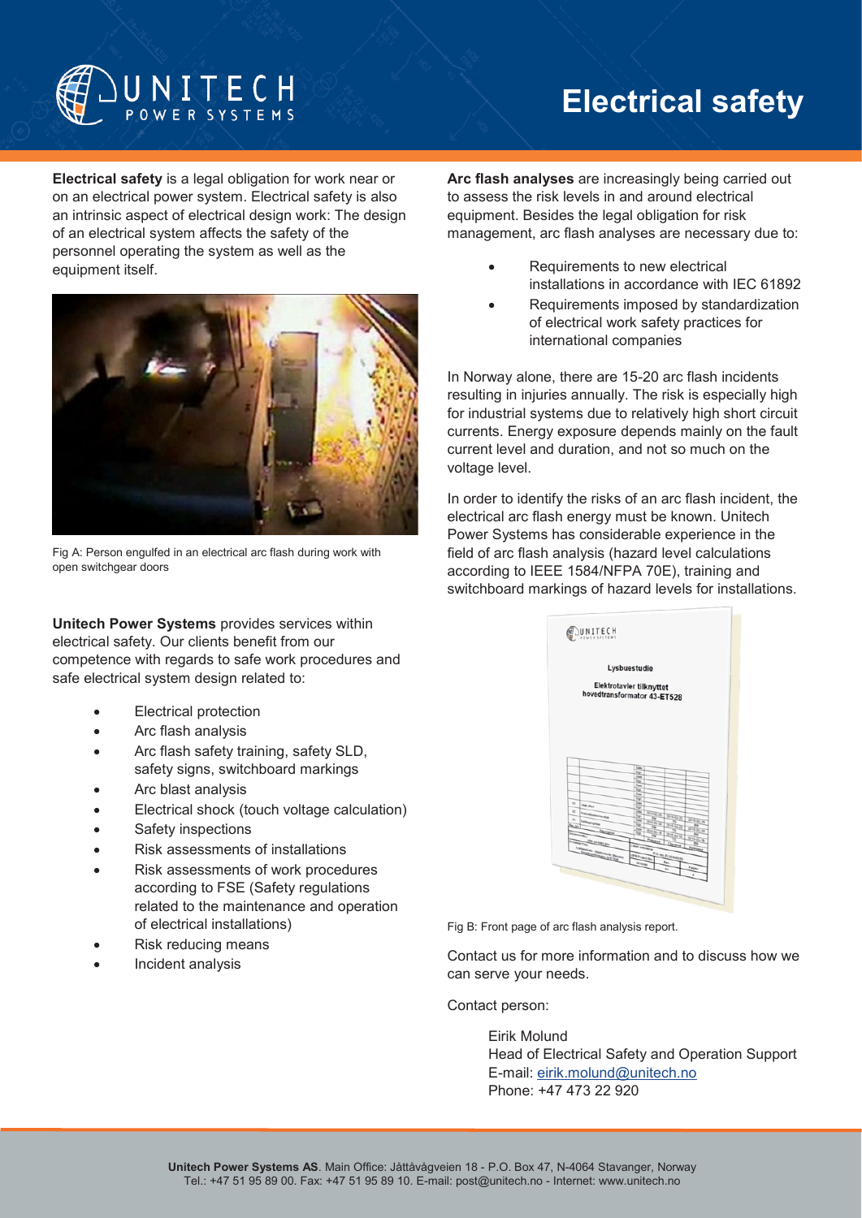# Electrical safety

**Electrical safety** is a legal obligation for work near or on an electrical power system. Electrical safety is also an intrinsic aspect of electrical design work: The design of an electrical system affects the safety of the personnel operating the system as well as the equipment itself.

Fig A: Person engulfed in an electrical arc flash during work with open switchgear doors

**Unitech Power Systems** provides services within electrical safety. Our clients benefit from our competence with regards to safe work procedures and safe electrical system design related to:

- Electrical protection
- Arc flash analysis
- Arc flash safety training, safety SLD, safety signs, switchboard markings
- Arc blast analysis
- Electrical shock (touch voltage calculation)
- Safety inspections
- Risk assessments of installations
- Risk assessments of work procedures according to FSE (Safety regulations related to the maintenance and operation of electrical installations)
- Risk reducing means
- Incident analysis

**Arc flash analyses** are increasingly being carried out to assess the risk levels in and around electrical equipment. Besides the legal obligation for risk management, arc flash analyses are necessary due to:

- Requirements to new electrical installations in accordance with IEC 61892
- Requirements imposed by standardization of electrical work safety practices for international companies

In Norway alone, there are 15-20 arc flash incidents resulting in injuries annually. The risk is especially high for industrial systems due to relatively high short circuit currents. Energy exposure depends mainly on the fault current level and duration, and not so much on the voltage level.

In order to identify the risks of an arc flash incident, the electrical arc flash energy must be known. Unitech Power Systems has considerable experience in the field of arc flash analysis (hazard level calculations according to IEEE 1584/NFPA 70E), training and switchboard markings of hazard levels for installations.

Fig B: Front page of arc flash analysis report.

Contact us for more information and to discuss how we can serve your needs.

Contact person:

Eirik Molund
Head of Electrical Safety and Operation Support
E-mail: eirik.molund@unitech.no
Phone: +47 473 22 920

**Unitech Power Systems AS**. Main Office: Jåttåvågveien 18 - P.O. Box 47, N-4064 Stavanger, Norway
Tel.: +47 51 95 89 00. Fax: +47 51 95 89 10. E-mail: post@unitech.no - Internet: www.unitech.no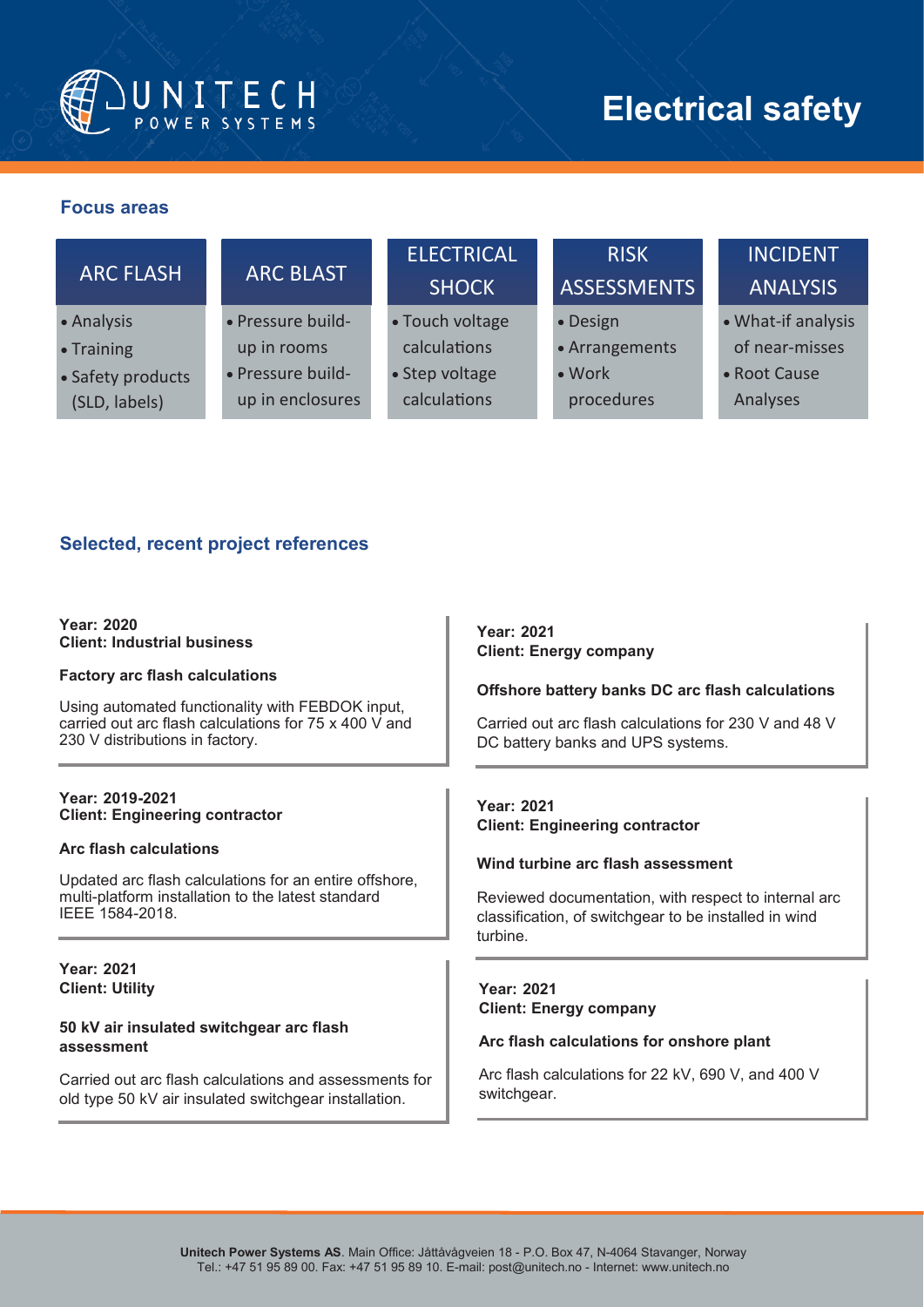UNITECH POWER SYSTEMS

# Electrical safety

## Focus areas

| ARC FLASH | ARC BLAST | ELECTRICAL SHOCK | RISK ASSESSMENTS | INCIDENT ANALYSIS |
|---|---|---|---|---|
| • Analysis<br>• Training<br>• Safety products (SLD, labels) | • Pressure build-up in rooms<br>• Pressure build-up in enclosures | • Touch voltage calculations<br>• Step voltage calculations | • Design<br>• Arrangements<br>• Work procedures | • What-if analysis of near-misses<br>• Root Cause Analyses |

## Selected, recent project references

**Year: 2020**
**Client: Industrial business**

**Factory arc flash calculations**

Using automated functionality with FEBDOK input, carried out arc flash calculations for 75 x 400 V and 230 V distributions in factory.

**Year: 2019-2021**
**Client: Engineering contractor**

**Arc flash calculations**

Updated arc flash calculations for an entire offshore, multi-platform installation to the latest standard IEEE 1584-2018.

**Year: 2021**
**Client: Utility**

**50 kV air insulated switchgear arc flash assessment**

Carried out arc flash calculations and assessments for old type 50 kV air insulated switchgear installation.

**Year: 2021**
**Client: Energy company**

**Offshore battery banks DC arc flash calculations**

Carried out arc flash calculations for 230 V and 48 V DC battery banks and UPS systems.

**Year: 2021**
**Client: Engineering contractor**

**Wind turbine arc flash assessment**

Reviewed documentation, with respect to internal arc classification, of switchgear to be installed in wind turbine.

**Year: 2021**
**Client: Energy company**

**Arc flash calculations for onshore plant**

Arc flash calculations for 22 kV, 690 V, and 400 V switchgear.

**Unitech Power Systems AS**. Main Office: Jåttåvågveien 18 - P.O. Box 47, N-4064 Stavanger, Norway
Tel.: +47 51 95 89 00. Fax: +47 51 95 89 10. E-mail: post@unitech.no - Internet: www.unitech.no